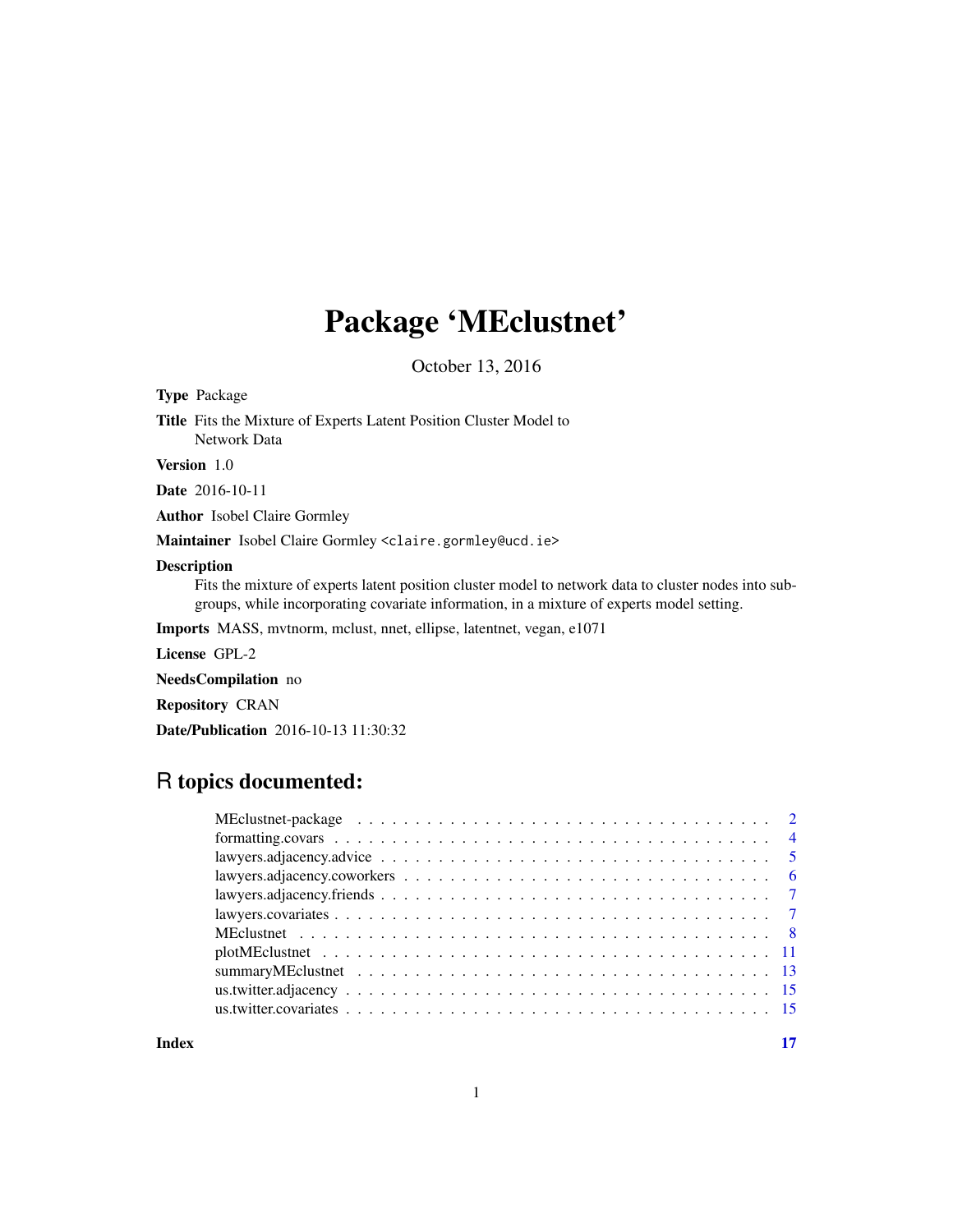# Package 'MEclustnet'

October 13, 2016

**Type** Package

**Title** Fits the Mixture of Experts Latent Position Cluster Model to Network Data

**Version** 1.0

**Date** 2016-10-11

**Author** Isobel Claire Gormley

**Maintainer** Isobel Claire Gormley <claire.gormley@ucd.ie>

**Description**
Fits the mixture of experts latent position cluster model to network data to cluster nodes into subgroups, while incorporating covariate information, in a mixture of experts model setting.

**Imports** MASS, mvtnorm, mclust, nnet, ellipse, latentnet, vegan, e1071

**License** GPL-2

**NeedsCompilation** no

**Repository** CRAN

**Date/Publication** 2016-10-13 11:30:32

## R topics documented:

| | |
|---|---|
| MEclustnet-package | 2 |
| formatting.covars | 4 |
| lawyers.adjacency.advice | 5 |
| lawyers.adjacency.coworkers | 6 |
| lawyers.adjacency.friends | 7 |
| lawyers.covariates | 7 |
| MEclustnet | 8 |
| plotMEclustnet | 11 |
| summaryMEclustnet | 13 |
| us.twitter.adjacency | 15 |
| us.twitter.covariates | 15 |
| **Index** | **17** |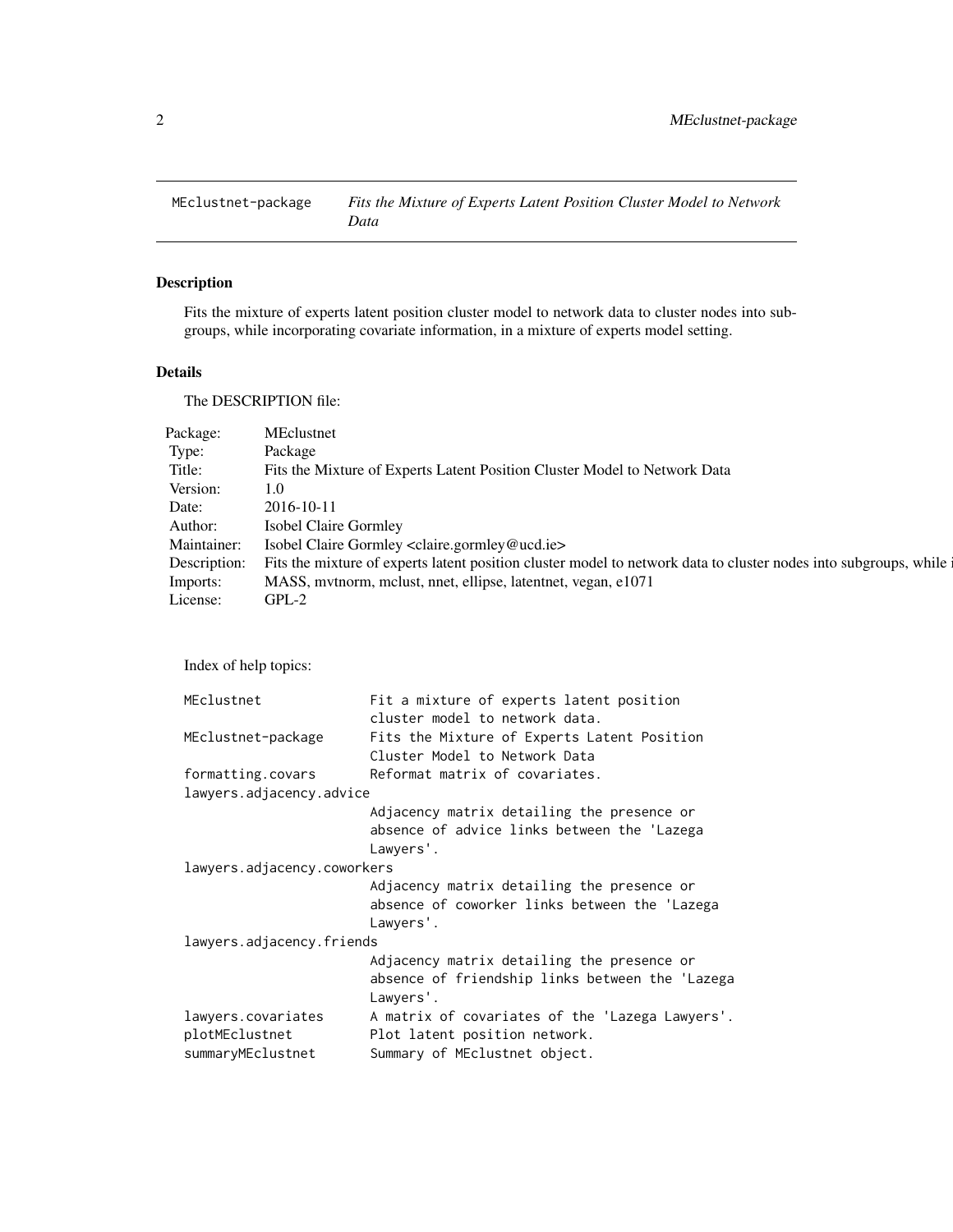MEclustnet-package *Fits the Mixture of Experts Latent Position Cluster Model to Network Data*

## Description

Fits the mixture of experts latent position cluster model to network data to cluster nodes into subgroups, while incorporating covariate information, in a mixture of experts model setting.

## Details

The DESCRIPTION file:

| | |
|---|---|
| Package: | MEclustnet |
| Type: | Package |
| Title: | Fits the Mixture of Experts Latent Position Cluster Model to Network Data |
| Version: | 1.0 |
| Date: | 2016-10-11 |
| Author: | Isobel Claire Gormley |
| Maintainer: | Isobel Claire Gormley <claire.gormley@ucd.ie> |
| Description: | Fits the mixture of experts latent position cluster model to network data to cluster nodes into subgroups, while i |
| Imports: | MASS, mvtnorm, mclust, nnet, ellipse, latentnet, vegan, e1071 |
| License: | GPL-2 |

Index of help topics:

```
MEclustnet              Fit a mixture of experts latent position
                        cluster model to network data.
MEclustnet-package      Fits the Mixture of Experts Latent Position
                        Cluster Model to Network Data
formatting.covars       Reformat matrix of covariates.
lawyers.adjacency.advice
                        Adjacency matrix detailing the presence or
                        absence of advice links between the 'Lazega
                        Lawyers'.
lawyers.adjacency.coworkers
                        Adjacency matrix detailing the presence or
                        absence of coworker links between the 'Lazega
                        Lawyers'.
lawyers.adjacency.friends
                        Adjacency matrix detailing the presence or
                        absence of friendship links between the 'Lazega
                        Lawyers'.
lawyers.covariates      A matrix of covariates of the 'Lazega Lawyers'.
plotMEclustnet          Plot latent position network.
summaryMEclustnet       Summary of MEclustnet object.
```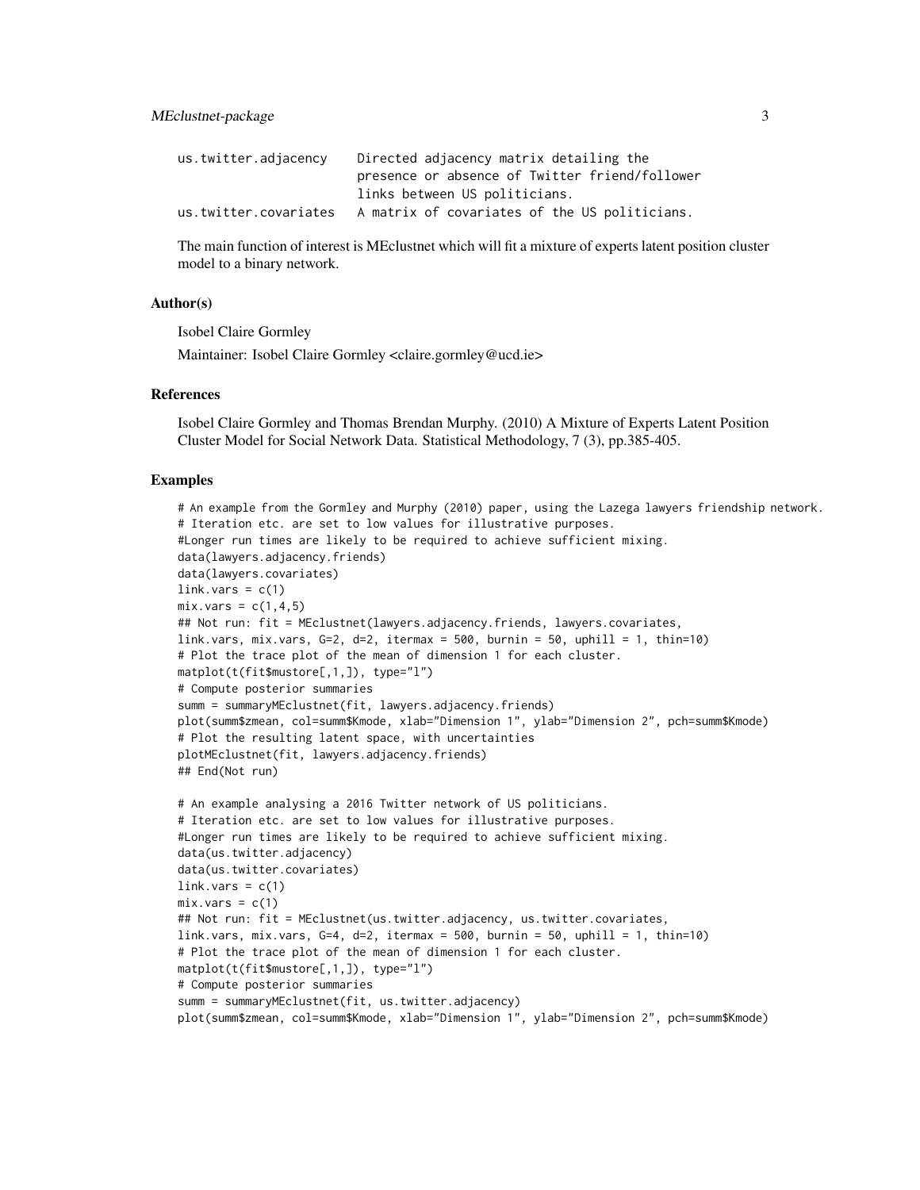| | |
|---|---|
| us.twitter.adjacency | Directed adjacency matrix detailing the presence or absence of Twitter friend/follower links between US politicians. |
| us.twitter.covariates | A matrix of covariates of the US politicians. |

The main function of interest is MEclustnet which will fit a mixture of experts latent position cluster model to a binary network.

### Author(s)

Isobel Claire Gormley

Maintainer: Isobel Claire Gormley <claire.gormley@ucd.ie>

### References

Isobel Claire Gormley and Thomas Brendan Murphy. (2010) A Mixture of Experts Latent Position Cluster Model for Social Network Data. Statistical Methodology, 7 (3), pp.385-405.

### Examples

```
# An example from the Gormley and Murphy (2010) paper, using the Lazega lawyers friendship network.
# Iteration etc. are set to low values for illustrative purposes.
#Longer run times are likely to be required to achieve sufficient mixing.
data(lawyers.adjacency.friends)
data(lawyers.covariates)
link.vars = c(1)
mix.vars = c(1,4,5)
## Not run: fit = MEclustnet(lawyers.adjacency.friends, lawyers.covariates,
link.vars, mix.vars, G=2, d=2, itermax = 500, burnin = 50, uphill = 1, thin=10)
# Plot the trace plot of the mean of dimension 1 for each cluster.
matplot(t(fit$mustore[,1,]), type="l")
# Compute posterior summaries
summ = summaryMEclustnet(fit, lawyers.adjacency.friends)
plot(summ$zmean, col=summ$Kmode, xlab="Dimension 1", ylab="Dimension 2", pch=summ$Kmode)
# Plot the resulting latent space, with uncertainties
plotMEclustnet(fit, lawyers.adjacency.friends)
## End(Not run)

# An example analysing a 2016 Twitter network of US politicians.
# Iteration etc. are set to low values for illustrative purposes.
#Longer run times are likely to be required to achieve sufficient mixing.
data(us.twitter.adjacency)
data(us.twitter.covariates)
link.vars = c(1)
mix.vars = c(1)
## Not run: fit = MEclustnet(us.twitter.adjacency, us.twitter.covariates,
link.vars, mix.vars, G=4, d=2, itermax = 500, burnin = 50, uphill = 1, thin=10)
# Plot the trace plot of the mean of dimension 1 for each cluster.
matplot(t(fit$mustore[,1,]), type="l")
# Compute posterior summaries
summ = summaryMEclustnet(fit, us.twitter.adjacency)
plot(summ$zmean, col=summ$Kmode, xlab="Dimension 1", ylab="Dimension 2", pch=summ$Kmode)
```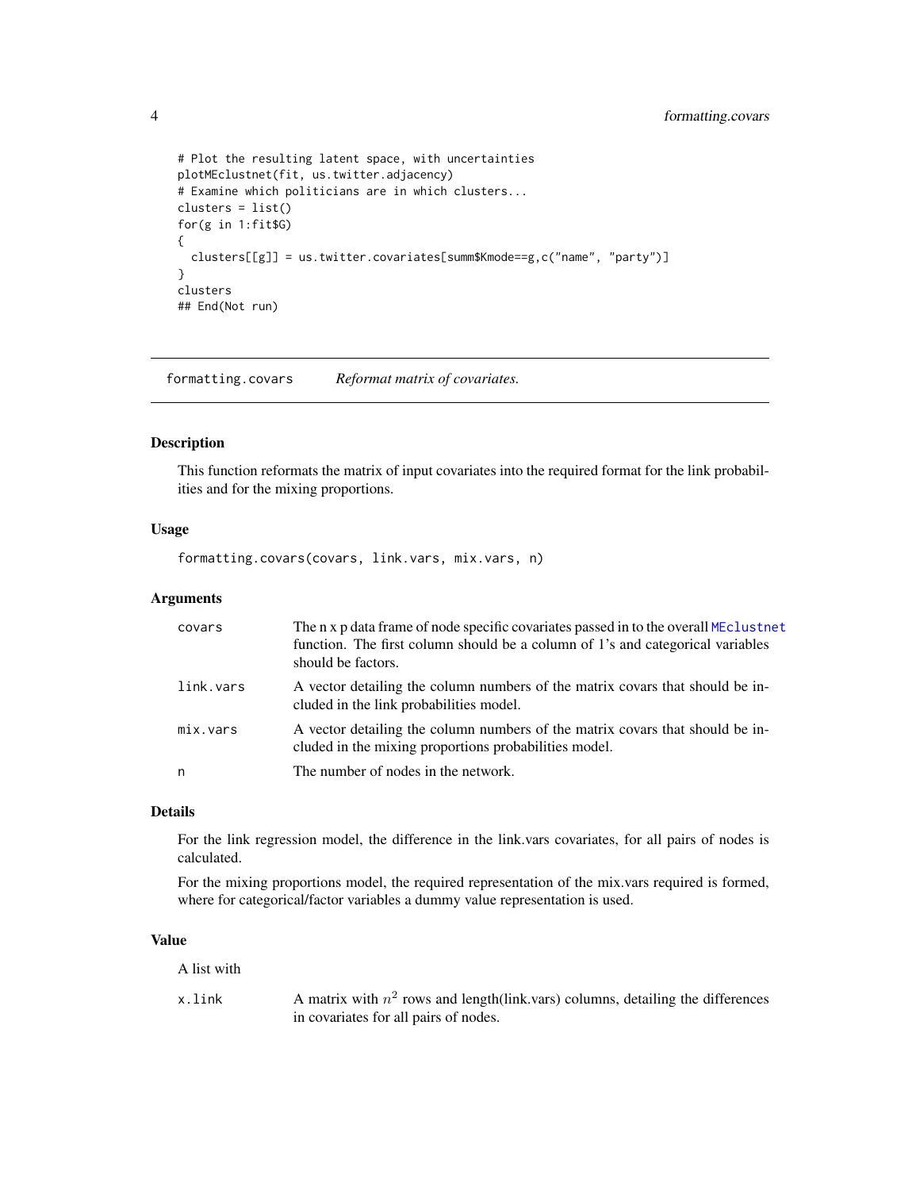```
# Plot the resulting latent space, with uncertainties
plotMEclustnet(fit, us.twitter.adjacency)
# Examine which politicians are in which clusters...
clusters = list()
for(g in 1:fit$G)
{
  clusters[[g]] = us.twitter.covariates[summ$Kmode==g,c("name", "party")]
}
clusters
## End(Not run)
```

---

## formatting.covars — *Reformat matrix of covariates.*

### Description

This function reformats the matrix of input covariates into the required format for the link probabilities and for the mixing proportions.

### Usage

```
formatting.covars(covars, link.vars, mix.vars, n)
```

### Arguments

| | |
|---|---|
| `covars` | The n x p data frame of node specific covariates passed in to the overall `MEclustnet` function. The first column should be a column of 1's and categorical variables should be factors. |
| `link.vars` | A vector detailing the column numbers of the matrix covars that should be included in the link probabilities model. |
| `mix.vars` | A vector detailing the column numbers of the matrix covars that should be included in the mixing proportions probabilities model. |
| `n` | The number of nodes in the network. |

### Details

For the link regression model, the difference in the link.vars covariates, for all pairs of nodes is calculated.

For the mixing proportions model, the required representation of the mix.vars required is formed, where for categorical/factor variables a dummy value representation is used.

### Value

A list with

| | |
|---|---|
| `x.link` | A matrix with $n^2$ rows and length(link.vars) columns, detailing the differences in covariates for all pairs of nodes. |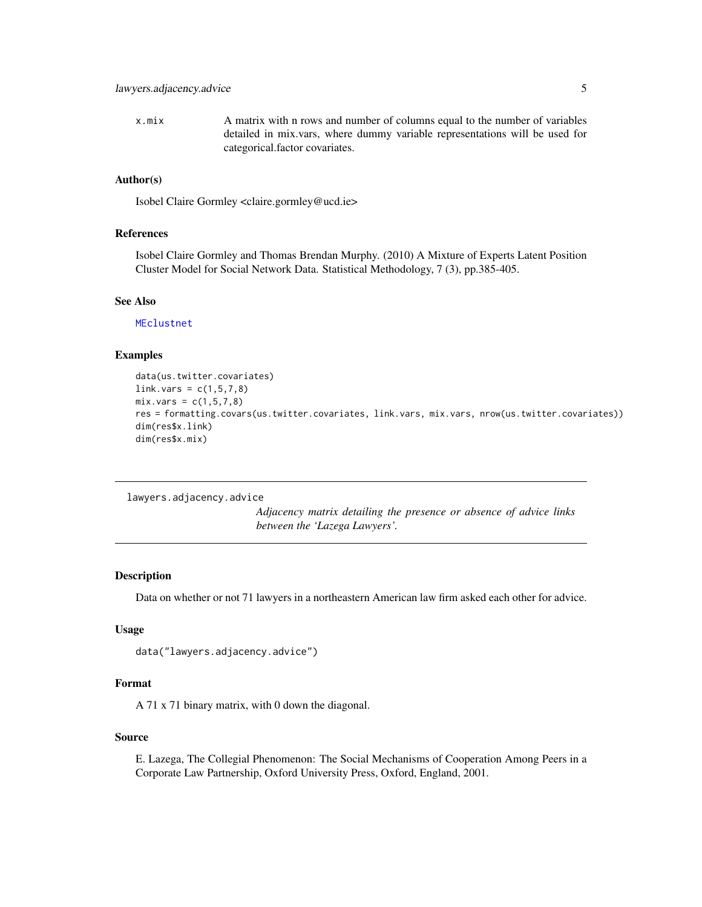x.mix A matrix with n rows and number of columns equal to the number of variables detailed in mix.vars, where dummy variable representations will be used for categorical.factor covariates.

### Author(s)

Isobel Claire Gormley <claire.gormley@ucd.ie>

### References

Isobel Claire Gormley and Thomas Brendan Murphy. (2010) A Mixture of Experts Latent Position Cluster Model for Social Network Data. Statistical Methodology, 7 (3), pp.385-405.

### See Also

MEclustnet

### Examples

```
data(us.twitter.covariates)
link.vars = c(1,5,7,8)
mix.vars = c(1,5,7,8)
res = formatting.covars(us.twitter.covariates, link.vars, mix.vars, nrow(us.twitter.covariates))
dim(res$x.link)
dim(res$x.mix)
```

---

## lawyers.adjacency.advice

*Adjacency matrix detailing the presence or absence of advice links between the 'Lazega Lawyers'.*

### Description

Data on whether or not 71 lawyers in a northeastern American law firm asked each other for advice.

### Usage

```
data("lawyers.adjacency.advice")
```

### Format

A 71 x 71 binary matrix, with 0 down the diagonal.

### Source

E. Lazega, The Collegial Phenomenon: The Social Mechanisms of Cooperation Among Peers in a Corporate Law Partnership, Oxford University Press, Oxford, England, 2001.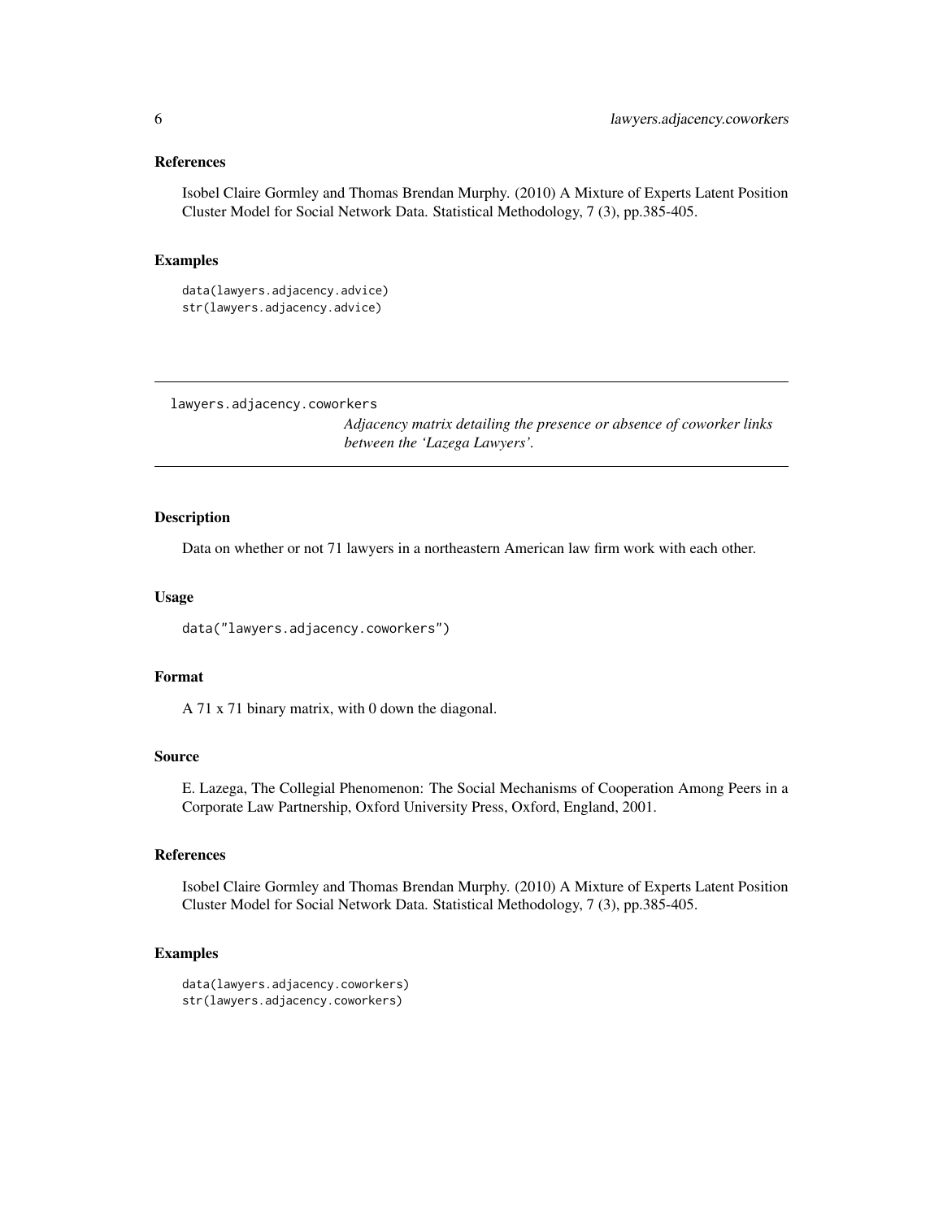### References

Isobel Claire Gormley and Thomas Brendan Murphy. (2010) A Mixture of Experts Latent Position Cluster Model for Social Network Data. Statistical Methodology, 7 (3), pp.385-405.

### Examples

```
data(lawyers.adjacency.advice)
str(lawyers.adjacency.advice)
```

---

## lawyers.adjacency.coworkers

*Adjacency matrix detailing the presence or absence of coworker links between the 'Lazega Lawyers'.*

---

### Description

Data on whether or not 71 lawyers in a northeastern American law firm work with each other.

### Usage

```
data("lawyers.adjacency.coworkers")
```

### Format

A 71 x 71 binary matrix, with 0 down the diagonal.

### Source

E. Lazega, The Collegial Phenomenon: The Social Mechanisms of Cooperation Among Peers in a Corporate Law Partnership, Oxford University Press, Oxford, England, 2001.

### References

Isobel Claire Gormley and Thomas Brendan Murphy. (2010) A Mixture of Experts Latent Position Cluster Model for Social Network Data. Statistical Methodology, 7 (3), pp.385-405.

### Examples

```
data(lawyers.adjacency.coworkers)
str(lawyers.adjacency.coworkers)
```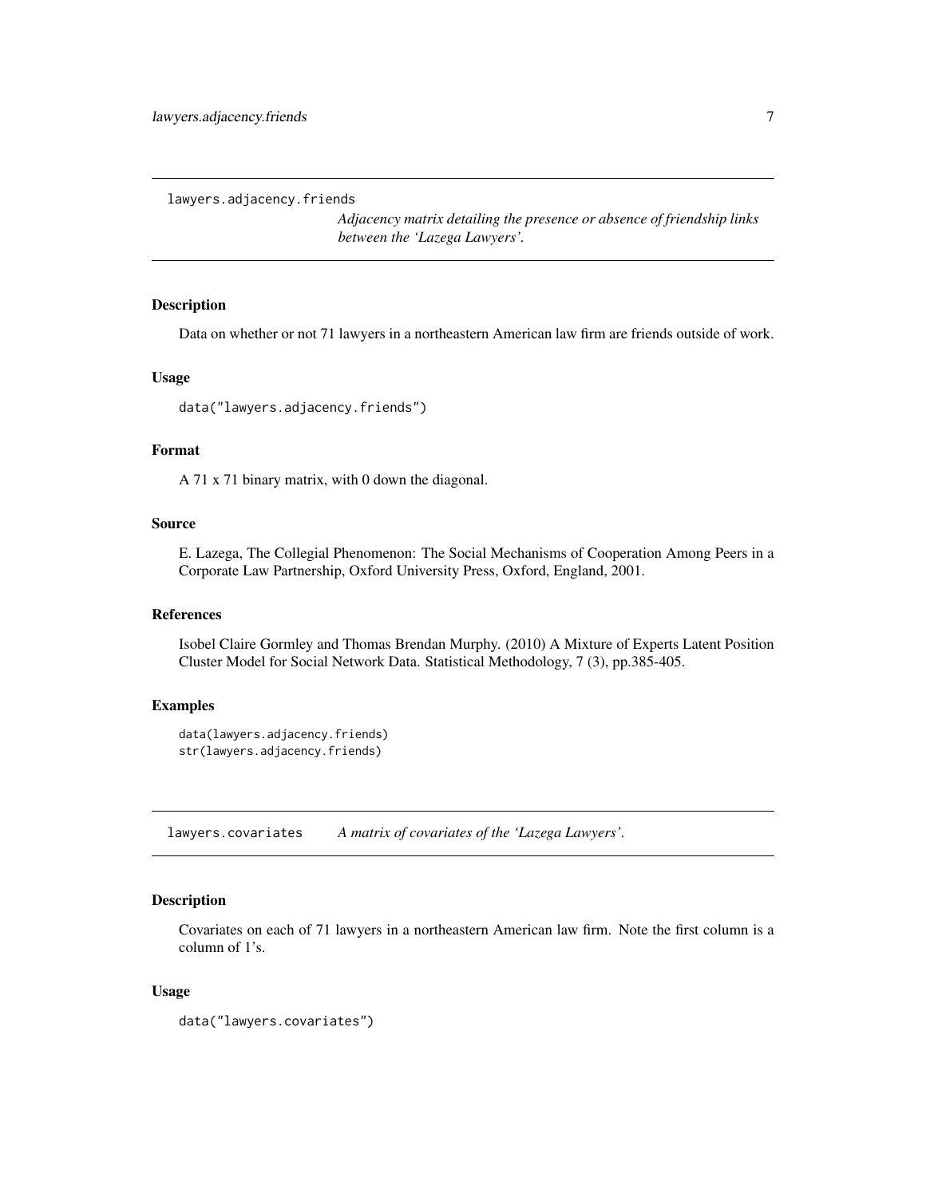## lawyers.adjacency.friends

*Adjacency matrix detailing the presence or absence of friendship links between the 'Lazega Lawyers'.*

### Description

Data on whether or not 71 lawyers in a northeastern American law firm are friends outside of work.

### Usage

```
data("lawyers.adjacency.friends")
```

### Format

A 71 x 71 binary matrix, with 0 down the diagonal.

### Source

E. Lazega, The Collegial Phenomenon: The Social Mechanisms of Cooperation Among Peers in a Corporate Law Partnership, Oxford University Press, Oxford, England, 2001.

### References

Isobel Claire Gormley and Thomas Brendan Murphy. (2010) A Mixture of Experts Latent Position Cluster Model for Social Network Data. Statistical Methodology, 7 (3), pp.385-405.

### Examples

```
data(lawyers.adjacency.friends)
str(lawyers.adjacency.friends)
```

## lawyers.covariates

*A matrix of covariates of the 'Lazega Lawyers'.*

### Description

Covariates on each of 71 lawyers in a northeastern American law firm. Note the first column is a column of 1's.

### Usage

```
data("lawyers.covariates")
```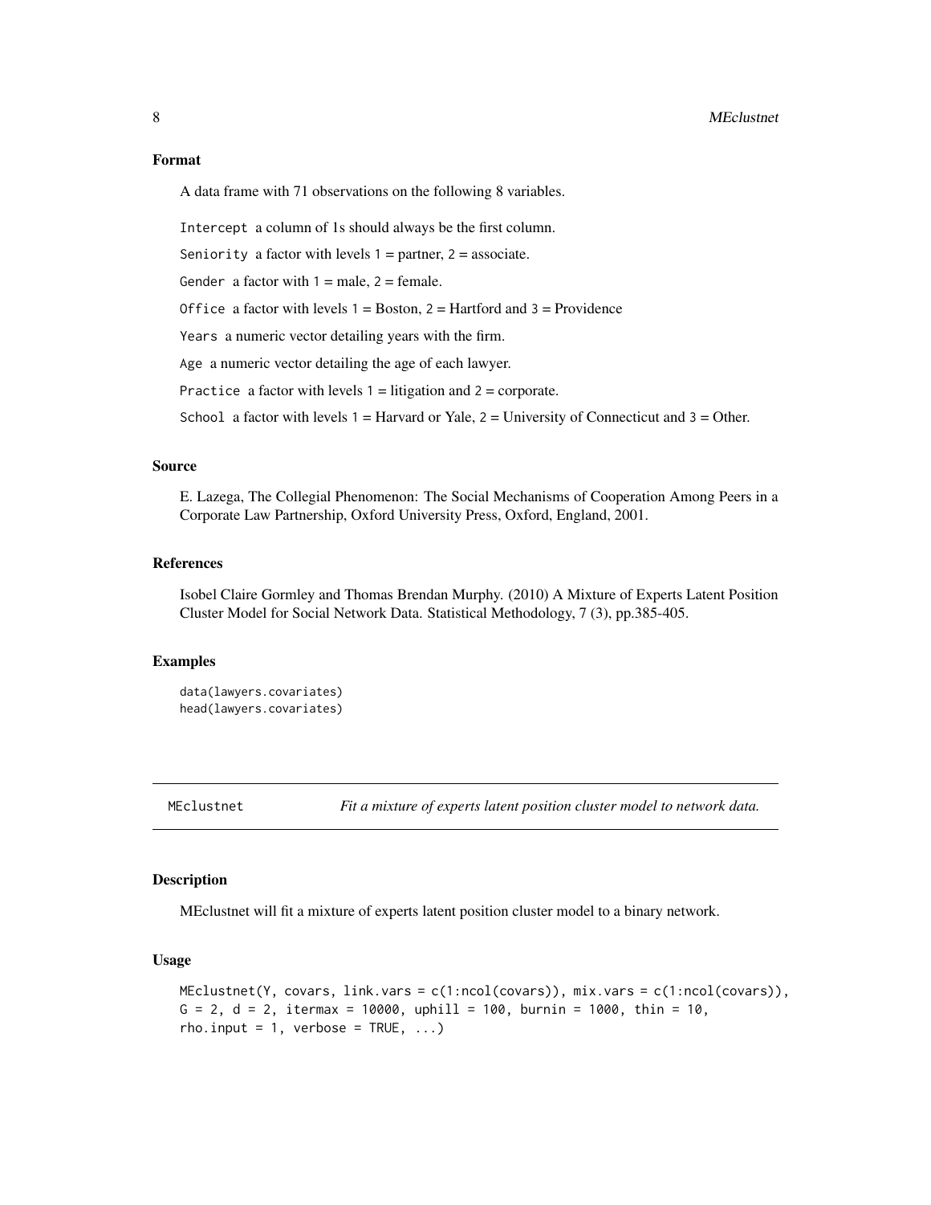### Format

A data frame with 71 observations on the following 8 variables.

`Intercept` a column of 1s should always be the first column.

`Seniority` a factor with levels 1 = partner, 2 = associate.

`Gender` a factor with 1 = male, 2 = female.

`Office` a factor with levels 1 = Boston, 2 = Hartford and 3 = Providence

`Years` a numeric vector detailing years with the firm.

`Age` a numeric vector detailing the age of each lawyer.

`Practice` a factor with levels 1 = litigation and 2 = corporate.

`School` a factor with levels 1 = Harvard or Yale, 2 = University of Connecticut and 3 = Other.

### Source

E. Lazega, The Collegial Phenomenon: The Social Mechanisms of Cooperation Among Peers in a Corporate Law Partnership, Oxford University Press, Oxford, England, 2001.

### References

Isobel Claire Gormley and Thomas Brendan Murphy. (2010) A Mixture of Experts Latent Position Cluster Model for Social Network Data. Statistical Methodology, 7 (3), pp.385-405.

### Examples

```
data(lawyers.covariates)
head(lawyers.covariates)
```

## MEclustnet — *Fit a mixture of experts latent position cluster model to network data.*

### Description

MEclustnet will fit a mixture of experts latent position cluster model to a binary network.

### Usage

```
MEclustnet(Y, covars, link.vars = c(1:ncol(covars)), mix.vars = c(1:ncol(covars)),
G = 2, d = 2, itermax = 10000, uphill = 100, burnin = 1000, thin = 10,
rho.input = 1, verbose = TRUE, ...)
```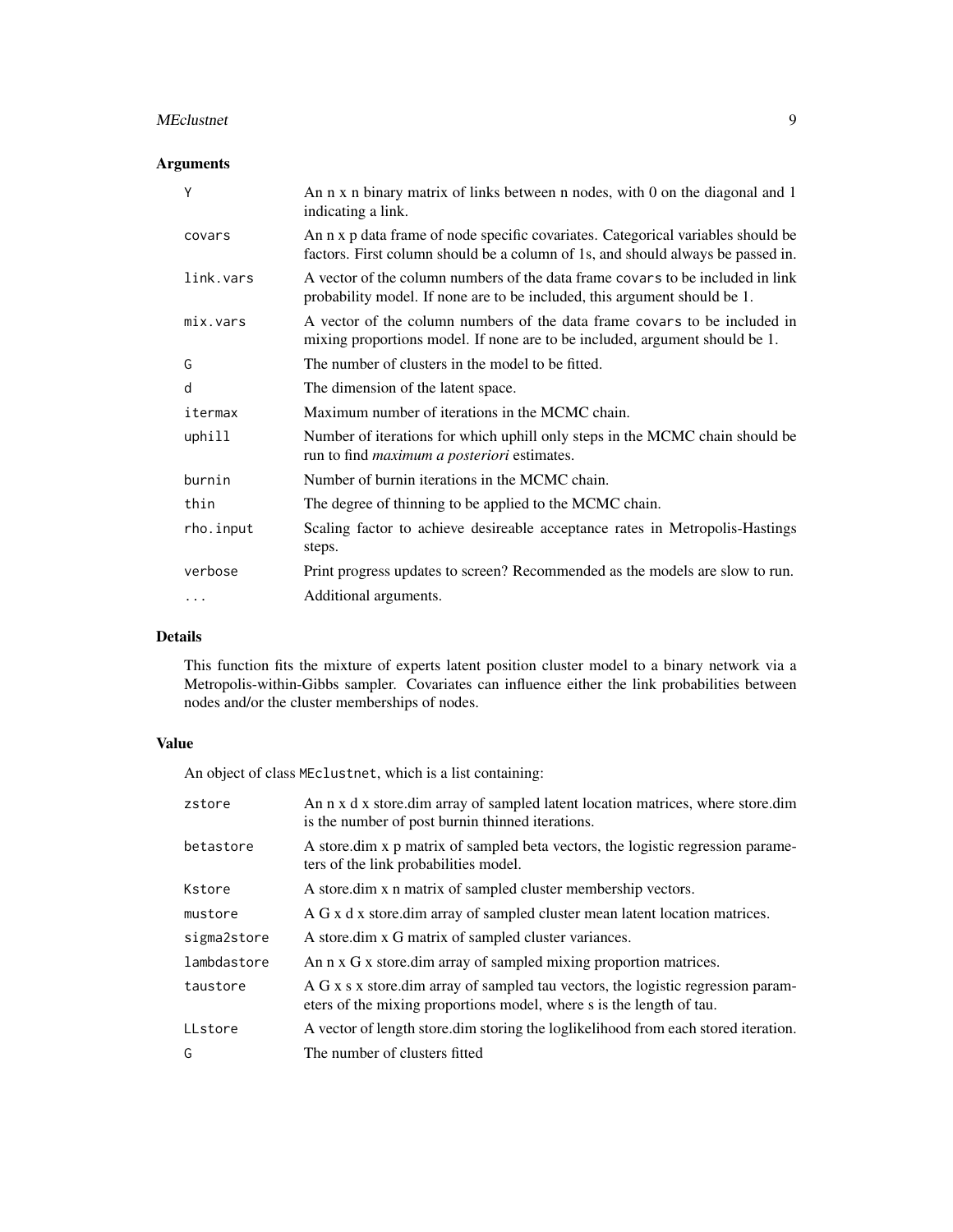## Arguments

| | |
|---|---|
| `Y` | An n x n binary matrix of links between n nodes, with 0 on the diagonal and 1 indicating a link. |
| `covars` | An n x p data frame of node specific covariates. Categorical variables should be factors. First column should be a column of 1s, and should always be passed in. |
| `link.vars` | A vector of the column numbers of the data frame `covars` to be included in link probability model. If none are to be included, this argument should be 1. |
| `mix.vars` | A vector of the column numbers of the data frame `covars` to be included in mixing proportions model. If none are to be included, argument should be 1. |
| `G` | The number of clusters in the model to be fitted. |
| `d` | The dimension of the latent space. |
| `itermax` | Maximum number of iterations in the MCMC chain. |
| `uphill` | Number of iterations for which uphill only steps in the MCMC chain should be run to find *maximum a posteriori* estimates. |
| `burnin` | Number of burnin iterations in the MCMC chain. |
| `thin` | The degree of thinning to be applied to the MCMC chain. |
| `rho.input` | Scaling factor to achieve desireable acceptance rates in Metropolis-Hastings steps. |
| `verbose` | Print progress updates to screen? Recommended as the models are slow to run. |
| `...` | Additional arguments. |

## Details

This function fits the mixture of experts latent position cluster model to a binary network via a Metropolis-within-Gibbs sampler. Covariates can influence either the link probabilities between nodes and/or the cluster memberships of nodes.

## Value

An object of class `MEclustnet`, which is a list containing:

| | |
|---|---|
| `zstore` | An n x d x store.dim array of sampled latent location matrices, where store.dim is the number of post burnin thinned iterations. |
| `betastore` | A store.dim x p matrix of sampled beta vectors, the logistic regression parameters of the link probabilities model. |
| `Kstore` | A store.dim x n matrix of sampled cluster membership vectors. |
| `mustore` | A G x d x store.dim array of sampled cluster mean latent location matrices. |
| `sigma2store` | A store.dim x G matrix of sampled cluster variances. |
| `lambdastore` | An n x G x store.dim array of sampled mixing proportion matrices. |
| `taustore` | A G x s x store.dim array of sampled tau vectors, the logistic regression parameters of the mixing proportions model, where s is the length of tau. |
| `LLstore` | A vector of length store.dim storing the loglikelihood from each stored iteration. |
| `G` | The number of clusters fitted |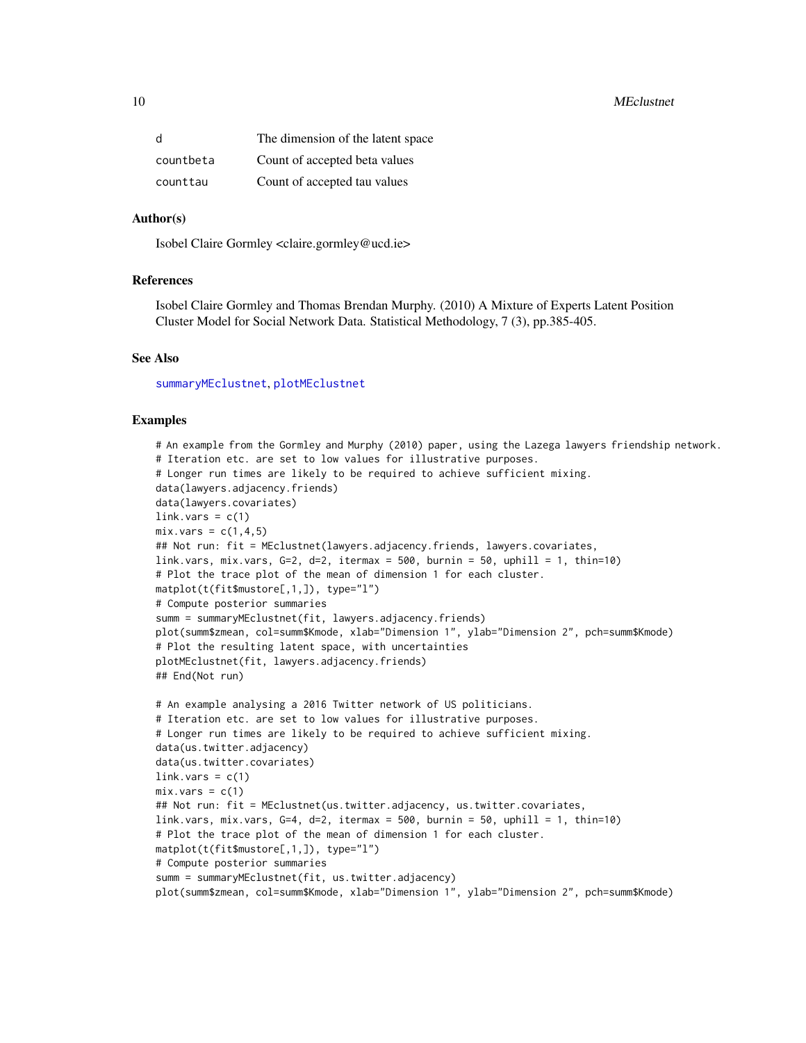| | |
|---|---|
| d | The dimension of the latent space |
| countbeta | Count of accepted beta values |
| counttau | Count of accepted tau values |

## Author(s)

Isobel Claire Gormley <claire.gormley@ucd.ie>

## References

Isobel Claire Gormley and Thomas Brendan Murphy. (2010) A Mixture of Experts Latent Position Cluster Model for Social Network Data. Statistical Methodology, 7 (3), pp.385-405.

## See Also

summaryMEclustnet, plotMEclustnet

## Examples

```
# An example from the Gormley and Murphy (2010) paper, using the Lazega lawyers friendship network.
# Iteration etc. are set to low values for illustrative purposes.
# Longer run times are likely to be required to achieve sufficient mixing.
data(lawyers.adjacency.friends)
data(lawyers.covariates)
link.vars = c(1)
mix.vars = c(1,4,5)
## Not run: fit = MEclustnet(lawyers.adjacency.friends, lawyers.covariates,
link.vars, mix.vars, G=2, d=2, itermax = 500, burnin = 50, uphill = 1, thin=10)
# Plot the trace plot of the mean of dimension 1 for each cluster.
matplot(t(fit$mustore[,1,]), type="l")
# Compute posterior summaries
summ = summaryMEclustnet(fit, lawyers.adjacency.friends)
plot(summ$zmean, col=summ$Kmode, xlab="Dimension 1", ylab="Dimension 2", pch=summ$Kmode)
# Plot the resulting latent space, with uncertainties
plotMEclustnet(fit, lawyers.adjacency.friends)
## End(Not run)

# An example analysing a 2016 Twitter network of US politicians.
# Iteration etc. are set to low values for illustrative purposes.
# Longer run times are likely to be required to achieve sufficient mixing.
data(us.twitter.adjacency)
data(us.twitter.covariates)
link.vars = c(1)
mix.vars = c(1)
## Not run: fit = MEclustnet(us.twitter.adjacency, us.twitter.covariates,
link.vars, mix.vars, G=4, d=2, itermax = 500, burnin = 50, uphill = 1, thin=10)
# Plot the trace plot of the mean of dimension 1 for each cluster.
matplot(t(fit$mustore[,1,]), type="l")
# Compute posterior summaries
summ = summaryMEclustnet(fit, us.twitter.adjacency)
plot(summ$zmean, col=summ$Kmode, xlab="Dimension 1", ylab="Dimension 2", pch=summ$Kmode)
```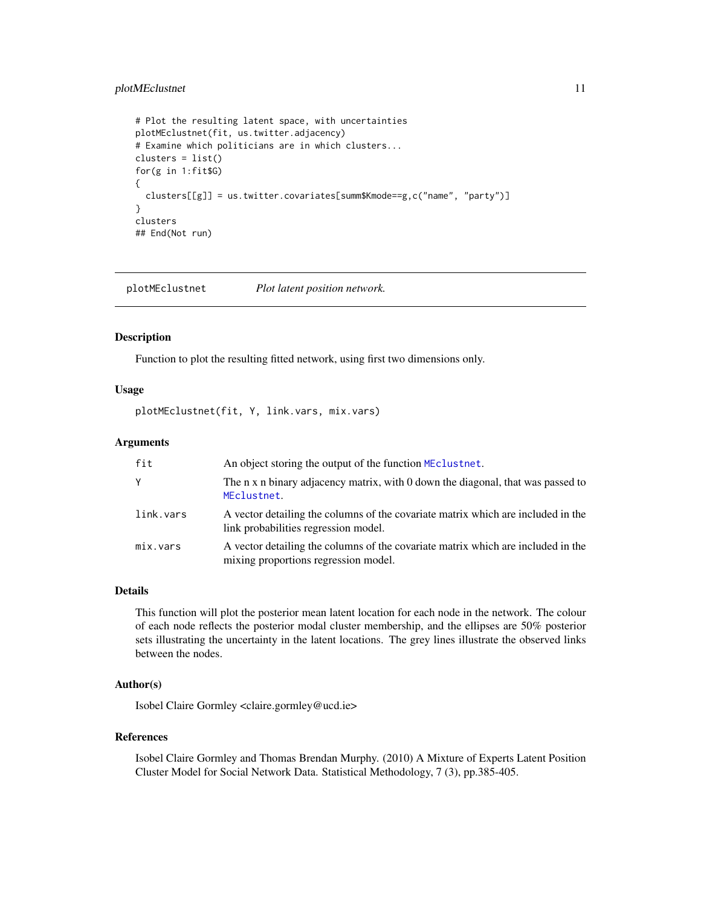```
# Plot the resulting latent space, with uncertainties
plotMEclustnet(fit, us.twitter.adjacency)
# Examine which politicians are in which clusters...
clusters = list()
for(g in 1:fit$G)
{
  clusters[[g]] = us.twitter.covariates[summ$Kmode==g,c("name", "party")]
}
clusters
## End(Not run)
```

---

## plotMEclustnet — *Plot latent position network.*

### Description

Function to plot the resulting fitted network, using first two dimensions only.

### Usage

```
plotMEclustnet(fit, Y, link.vars, mix.vars)
```

### Arguments

| | |
|---|---|
| `fit` | An object storing the output of the function `MEclustnet`. |
| `Y` | The n x n binary adjacency matrix, with 0 down the diagonal, that was passed to `MEclustnet`. |
| `link.vars` | A vector detailing the columns of the covariate matrix which are included in the link probabilities regression model. |
| `mix.vars` | A vector detailing the columns of the covariate matrix which are included in the mixing proportions regression model. |

### Details

This function will plot the posterior mean latent location for each node in the network. The colour of each node reflects the posterior modal cluster membership, and the ellipses are 50% posterior sets illustrating the uncertainty in the latent locations. The grey lines illustrate the observed links between the nodes.

### Author(s)

Isobel Claire Gormley <claire.gormley@ucd.ie>

### References

Isobel Claire Gormley and Thomas Brendan Murphy. (2010) A Mixture of Experts Latent Position Cluster Model for Social Network Data. Statistical Methodology, 7 (3), pp.385-405.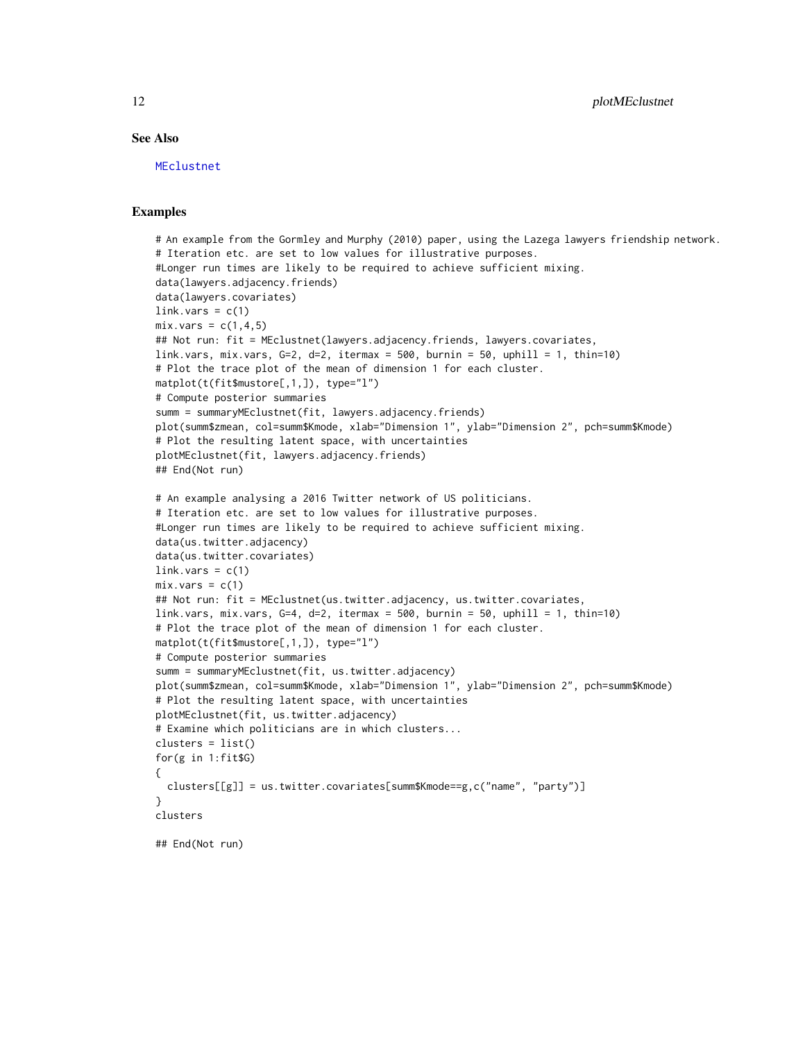### See Also

MEclustnet

### Examples

```
# An example from the Gormley and Murphy (2010) paper, using the Lazega lawyers friendship network.
# Iteration etc. are set to low values for illustrative purposes.
#Longer run times are likely to be required to achieve sufficient mixing.
data(lawyers.adjacency.friends)
data(lawyers.covariates)
link.vars = c(1)
mix.vars = c(1,4,5)
## Not run: fit = MEclustnet(lawyers.adjacency.friends, lawyers.covariates,
link.vars, mix.vars, G=2, d=2, itermax = 500, burnin = 50, uphill = 1, thin=10)
# Plot the trace plot of the mean of dimension 1 for each cluster.
matplot(t(fit$mustore[,1,]), type="l")
# Compute posterior summaries
summ = summaryMEclustnet(fit, lawyers.adjacency.friends)
plot(summ$zmean, col=summ$Kmode, xlab="Dimension 1", ylab="Dimension 2", pch=summ$Kmode)
# Plot the resulting latent space, with uncertainties
plotMEclustnet(fit, lawyers.adjacency.friends)
## End(Not run)

# An example analysing a 2016 Twitter network of US politicians.
# Iteration etc. are set to low values for illustrative purposes.
#Longer run times are likely to be required to achieve sufficient mixing.
data(us.twitter.adjacency)
data(us.twitter.covariates)
link.vars = c(1)
mix.vars = c(1)
## Not run: fit = MEclustnet(us.twitter.adjacency, us.twitter.covariates,
link.vars, mix.vars, G=4, d=2, itermax = 500, burnin = 50, uphill = 1, thin=10)
# Plot the trace plot of the mean of dimension 1 for each cluster.
matplot(t(fit$mustore[,1,]), type="l")
# Compute posterior summaries
summ = summaryMEclustnet(fit, us.twitter.adjacency)
plot(summ$zmean, col=summ$Kmode, xlab="Dimension 1", ylab="Dimension 2", pch=summ$Kmode)
# Plot the resulting latent space, with uncertainties
plotMEclustnet(fit, us.twitter.adjacency)
# Examine which politicians are in which clusters...
clusters = list()
for(g in 1:fit$G)
{
  clusters[[g]] = us.twitter.covariates[summ$Kmode==g,c("name", "party")]
}
clusters

## End(Not run)
```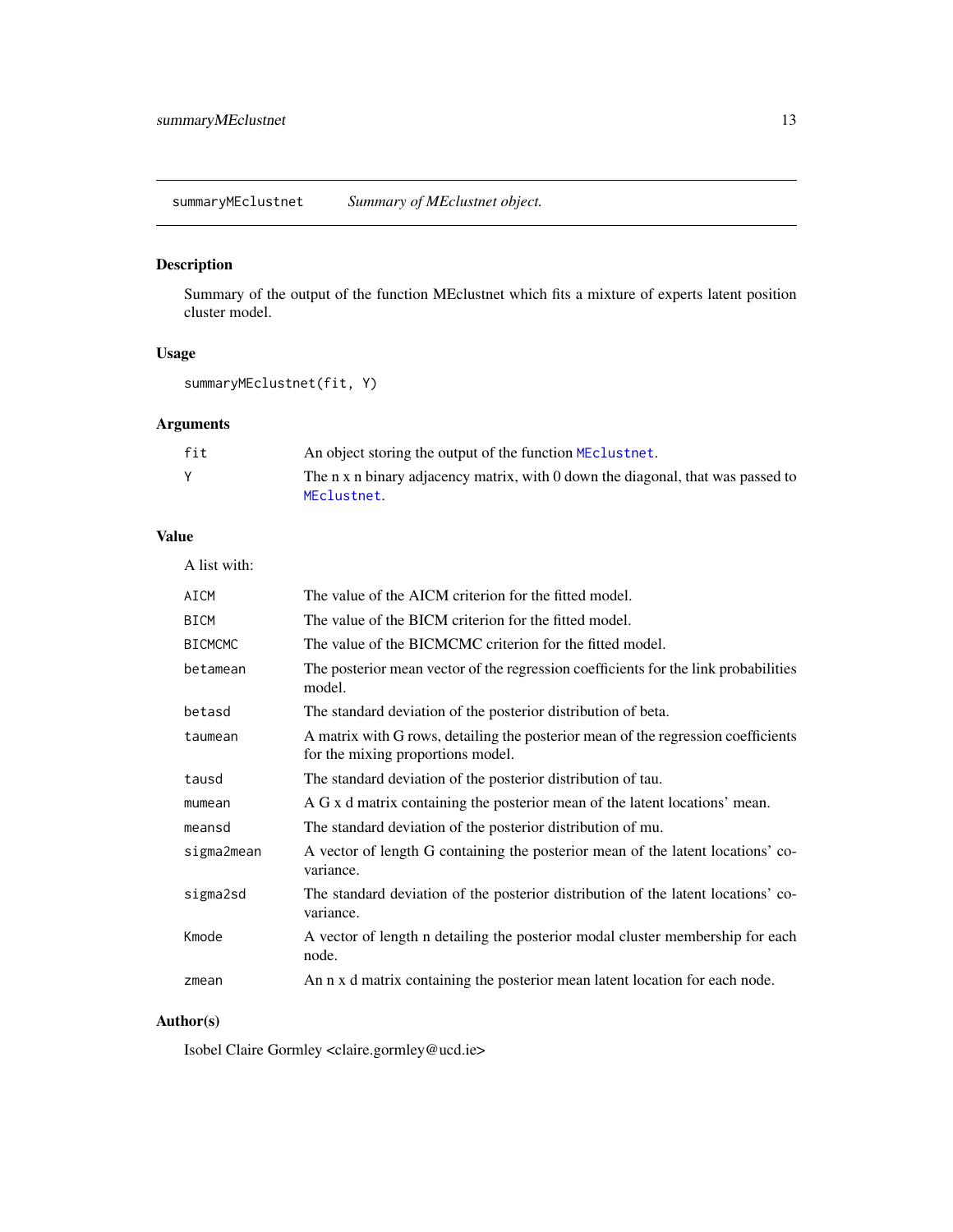summaryMEclustnet *Summary of MEclustnet object.*

## Description

Summary of the output of the function MEclustnet which fits a mixture of experts latent position cluster model.

## Usage

```
summaryMEclustnet(fit, Y)
```

## Arguments

| | |
|---|---|
| fit | An object storing the output of the function `MEclustnet`. |
| Y | The n x n binary adjacency matrix, with 0 down the diagonal, that was passed to `MEclustnet`. |

## Value

A list with:

| | |
|---|---|
| AICM | The value of the AICM criterion for the fitted model. |
| BICM | The value of the BICM criterion for the fitted model. |
| BICMCMC | The value of the BICMCMC criterion for the fitted model. |
| betamean | The posterior mean vector of the regression coefficients for the link probabilities model. |
| betasd | The standard deviation of the posterior distribution of beta. |
| taumean | A matrix with G rows, detailing the posterior mean of the regression coefficients for the mixing proportions model. |
| tausd | The standard deviation of the posterior distribution of tau. |
| mumean | A G x d matrix containing the posterior mean of the latent locations' mean. |
| meansd | The standard deviation of the posterior distribution of mu. |
| sigma2mean | A vector of length G containing the posterior mean of the latent locations' covariance. |
| sigma2sd | The standard deviation of the posterior distribution of the latent locations' covariance. |
| Kmode | A vector of length n detailing the posterior modal cluster membership for each node. |
| zmean | An n x d matrix containing the posterior mean latent location for each node. |

## Author(s)

Isobel Claire Gormley <claire.gormley@ucd.ie>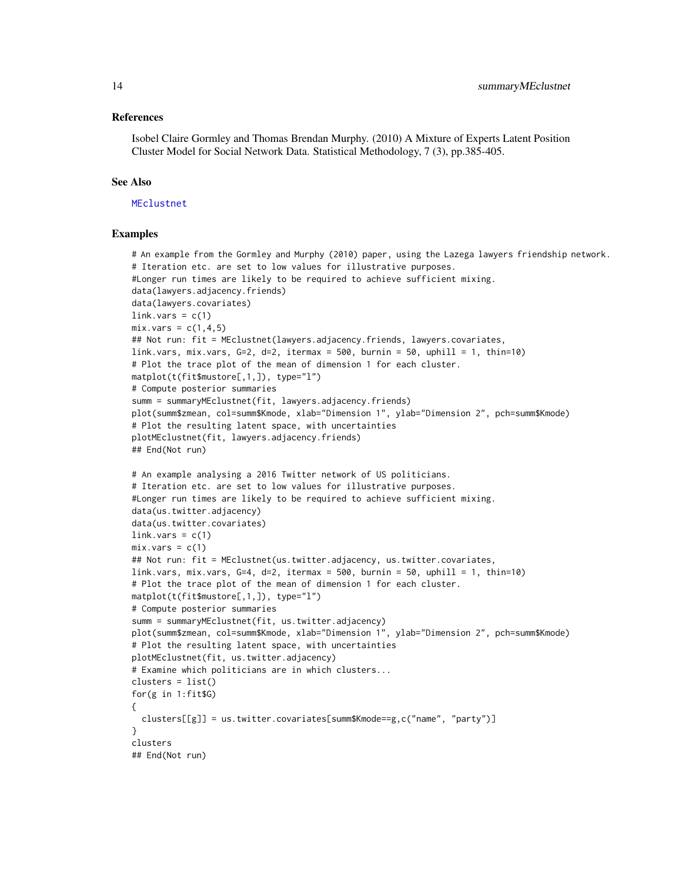### References

Isobel Claire Gormley and Thomas Brendan Murphy. (2010) A Mixture of Experts Latent Position Cluster Model for Social Network Data. Statistical Methodology, 7 (3), pp.385-405.

### See Also

MEclustnet

### Examples

```
# An example from the Gormley and Murphy (2010) paper, using the Lazega lawyers friendship network.
# Iteration etc. are set to low values for illustrative purposes.
#Longer run times are likely to be required to achieve sufficient mixing.
data(lawyers.adjacency.friends)
data(lawyers.covariates)
link.vars = c(1)
mix.vars = c(1,4,5)
## Not run: fit = MEclustnet(lawyers.adjacency.friends, lawyers.covariates,
link.vars, mix.vars, G=2, d=2, itermax = 500, burnin = 50, uphill = 1, thin=10)
# Plot the trace plot of the mean of dimension 1 for each cluster.
matplot(t(fit$mustore[,1,]), type="l")
# Compute posterior summaries
summ = summaryMEclustnet(fit, lawyers.adjacency.friends)
plot(summ$zmean, col=summ$Kmode, xlab="Dimension 1", ylab="Dimension 2", pch=summ$Kmode)
# Plot the resulting latent space, with uncertainties
plotMEclustnet(fit, lawyers.adjacency.friends)
## End(Not run)

# An example analysing a 2016 Twitter network of US politicians.
# Iteration etc. are set to low values for illustrative purposes.
#Longer run times are likely to be required to achieve sufficient mixing.
data(us.twitter.adjacency)
data(us.twitter.covariates)
link.vars = c(1)
mix.vars = c(1)
## Not run: fit = MEclustnet(us.twitter.adjacency, us.twitter.covariates,
link.vars, mix.vars, G=4, d=2, itermax = 500, burnin = 50, uphill = 1, thin=10)
# Plot the trace plot of the mean of dimension 1 for each cluster.
matplot(t(fit$mustore[,1,]), type="l")
# Compute posterior summaries
summ = summaryMEclustnet(fit, us.twitter.adjacency)
plot(summ$zmean, col=summ$Kmode, xlab="Dimension 1", ylab="Dimension 2", pch=summ$Kmode)
# Plot the resulting latent space, with uncertainties
plotMEclustnet(fit, us.twitter.adjacency)
# Examine which politicians are in which clusters...
clusters = list()
for(g in 1:fit$G)
{
  clusters[[g]] = us.twitter.covariates[summ$Kmode==g,c("name", "party")]
}
clusters
## End(Not run)
```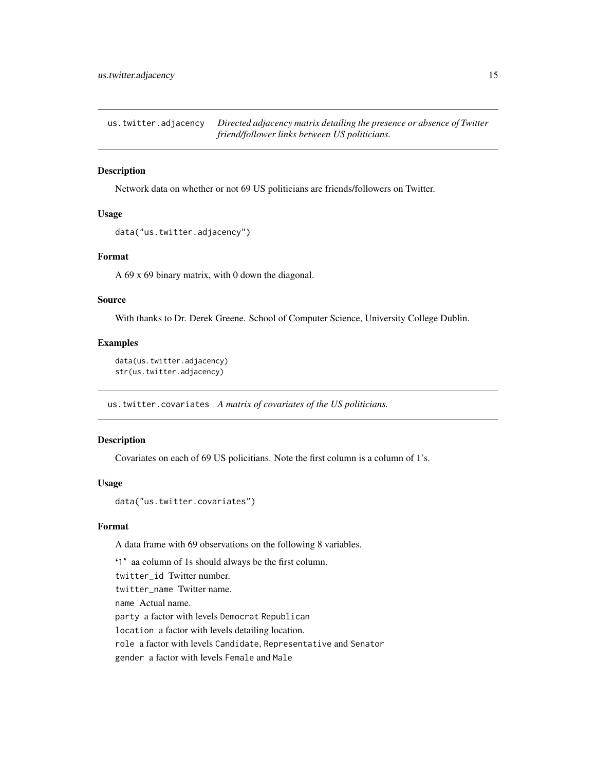## us.twitter.adjacency

*Directed adjacency matrix detailing the presence or absence of Twitter friend/follower links between US politicians.*

### Description

Network data on whether or not 69 US politicians are friends/followers on Twitter.

### Usage

```
data("us.twitter.adjacency")
```

### Format

A 69 x 69 binary matrix, with 0 down the diagonal.

### Source

With thanks to Dr. Derek Greene. School of Computer Science, University College Dublin.

### Examples

```
data(us.twitter.adjacency)
str(us.twitter.adjacency)
```

## us.twitter.covariates

*A matrix of covariates of the US politicians.*

### Description

Covariates on each of 69 US policitians. Note the first column is a column of 1's.

### Usage

```
data("us.twitter.covariates")
```

### Format

A data frame with 69 observations on the following 8 variables.

'1' aa column of 1s should always be the first column.

`twitter_id` Twitter number.

`twitter_name` Twitter name.

`name` Actual name.

`party` a factor with levels `Democrat` `Republican`

`location` a factor with levels detailing location.

`role` a factor with levels `Candidate`, `Representative` and `Senator`

`gender` a factor with levels `Female` and `Male`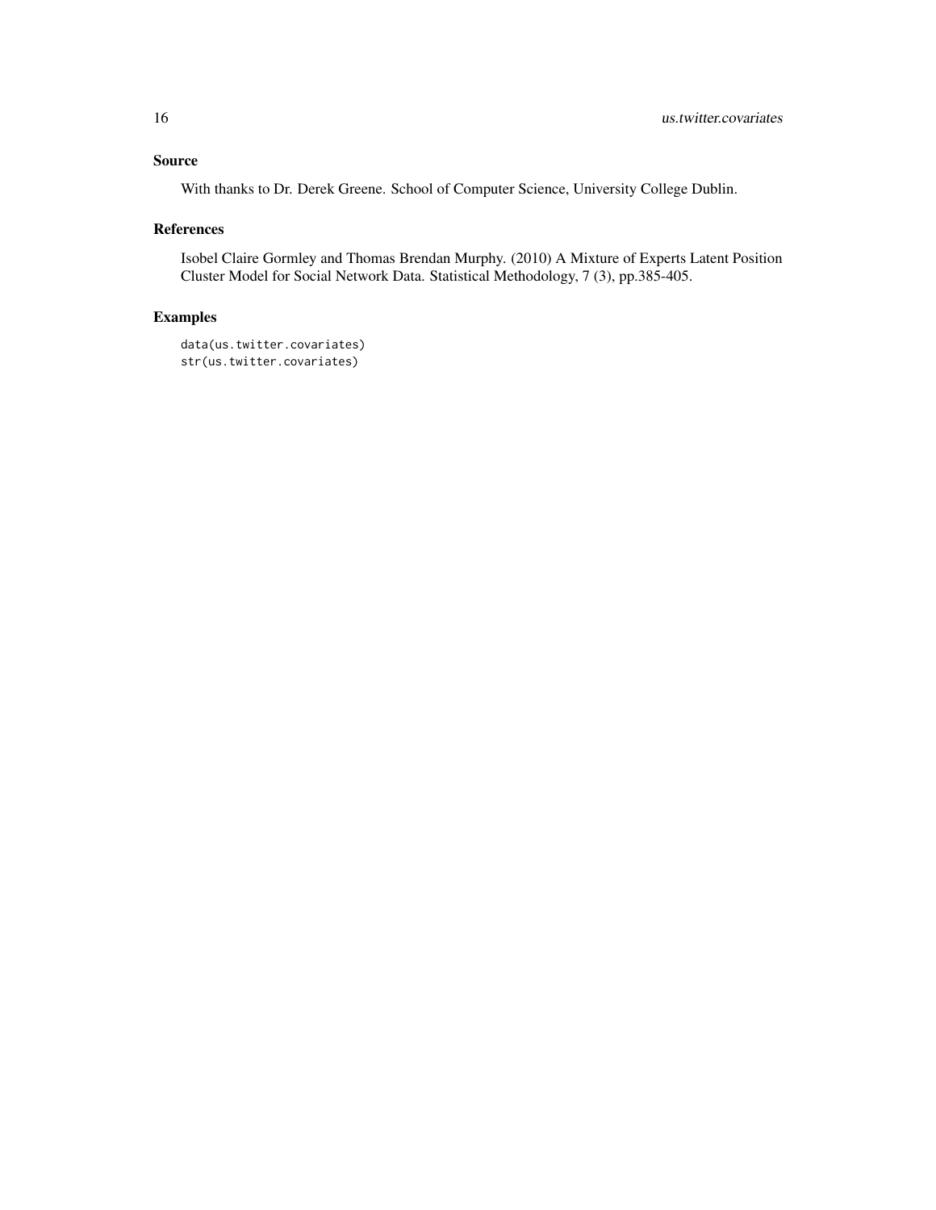### Source

With thanks to Dr. Derek Greene. School of Computer Science, University College Dublin.

### References

Isobel Claire Gormley and Thomas Brendan Murphy. (2010) A Mixture of Experts Latent Position Cluster Model for Social Network Data. Statistical Methodology, 7 (3), pp.385-405.

### Examples

```
data(us.twitter.covariates)
str(us.twitter.covariates)
```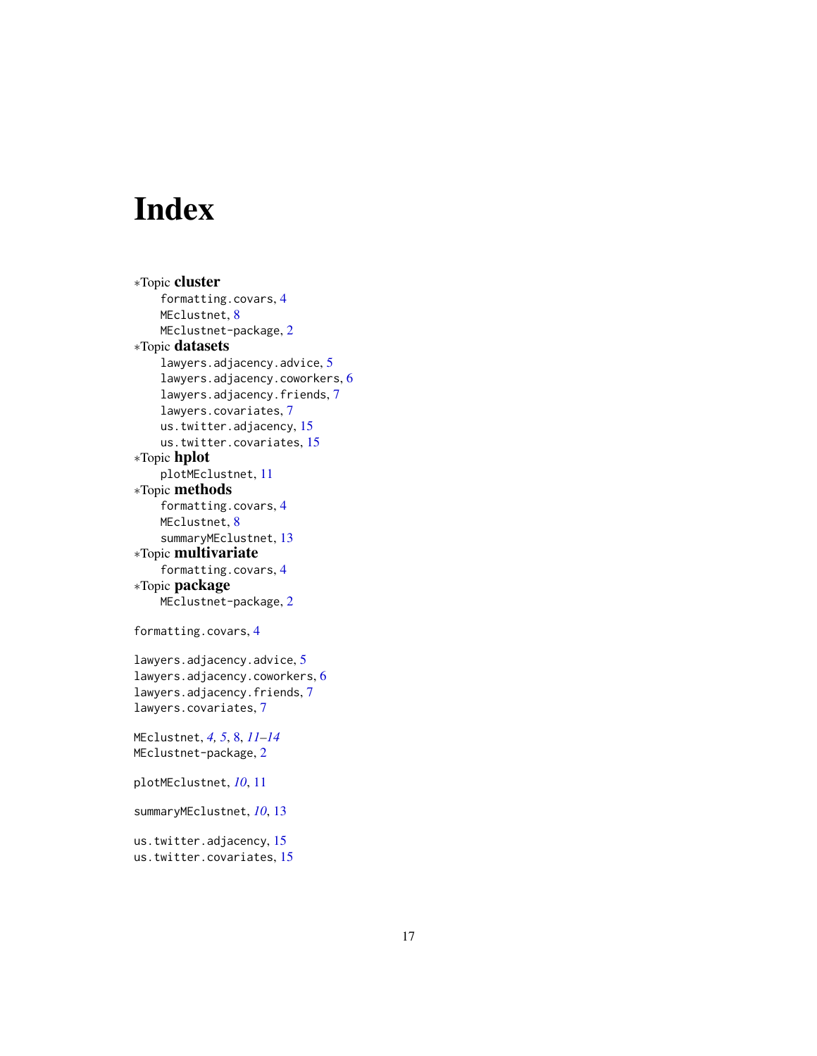# Index

∗Topic **cluster**
  formatting.covars, 4
  MEclustnet, 8
  MEclustnet-package, 2
∗Topic **datasets**
  lawyers.adjacency.advice, 5
  lawyers.adjacency.coworkers, 6
  lawyers.adjacency.friends, 7
  lawyers.covariates, 7
  us.twitter.adjacency, 15
  us.twitter.covariates, 15
∗Topic **hplot**
  plotMEclustnet, 11
∗Topic **methods**
  formatting.covars, 4
  MEclustnet, 8
  summaryMEclustnet, 13
∗Topic **multivariate**
  formatting.covars, 4
∗Topic **package**
  MEclustnet-package, 2

formatting.covars, 4

lawyers.adjacency.advice, 5
lawyers.adjacency.coworkers, 6
lawyers.adjacency.friends, 7
lawyers.covariates, 7

MEclustnet, *4, 5*, 8, *11–14*
MEclustnet-package, 2

plotMEclustnet, *10*, 11

summaryMEclustnet, *10*, 13

us.twitter.adjacency, 15
us.twitter.covariates, 15